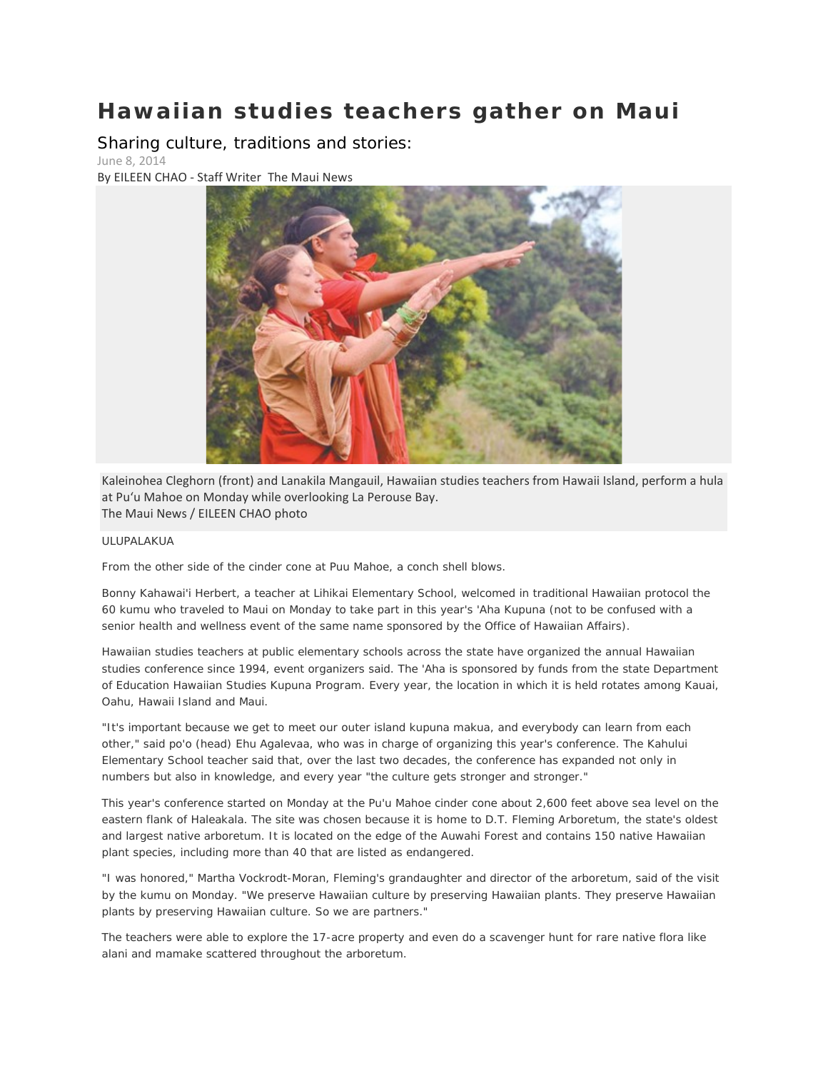# Hawaiian studies teachers gather on Maui

## Sharing culture, traditions and stories:

June 8, 2014

By EILEEN CHAO - Staff Writer The Maui News

Kaleinohea Cleghorn (front) and Lanakila Mangauil, Hawaiian studies teachers from Hawaii Island, perform a hula at Pu'u Mahoe on Monday while overlooking La Perouse Bay.
The Maui News / EILEEN CHAO photo

ULUPALAKUA

From the other side of the cinder cone at Puu Mahoe, a conch shell blows.

Bonny Kahawai'i Herbert, a teacher at Lihikai Elementary School, welcomed in traditional Hawaiian protocol the 60 kumu who traveled to Maui on Monday to take part in this year's 'Aha Kupuna (not to be confused with a senior health and wellness event of the same name sponsored by the Office of Hawaiian Affairs).

Hawaiian studies teachers at public elementary schools across the state have organized the annual Hawaiian studies conference since 1994, event organizers said. The 'Aha is sponsored by funds from the state Department of Education Hawaiian Studies Kupuna Program. Every year, the location in which it is held rotates among Kauai, Oahu, Hawaii Island and Maui.

"It's important because we get to meet our outer island kupuna makua, and everybody can learn from each other," said po'o (head) Ehu Agalevaa, who was in charge of organizing this year's conference. The Kahului Elementary School teacher said that, over the last two decades, the conference has expanded not only in numbers but also in knowledge, and every year "the culture gets stronger and stronger."

This year's conference started on Monday at the Pu'u Mahoe cinder cone about 2,600 feet above sea level on the eastern flank of Haleakala. The site was chosen because it is home to D.T. Fleming Arboretum, the state's oldest and largest native arboretum. It is located on the edge of the Auwahi Forest and contains 150 native Hawaiian plant species, including more than 40 that are listed as endangered.

"I was honored," Martha Vockrodt-Moran, Fleming's granddaughter and director of the arboretum, said of the visit by the kumu on Monday. "We preserve Hawaiian culture by preserving Hawaiian plants. They preserve Hawaiian plants by preserving Hawaiian culture. So we are partners."

The teachers were able to explore the 17-acre property and even do a scavenger hunt for rare native flora like alani and mamake scattered throughout the arboretum.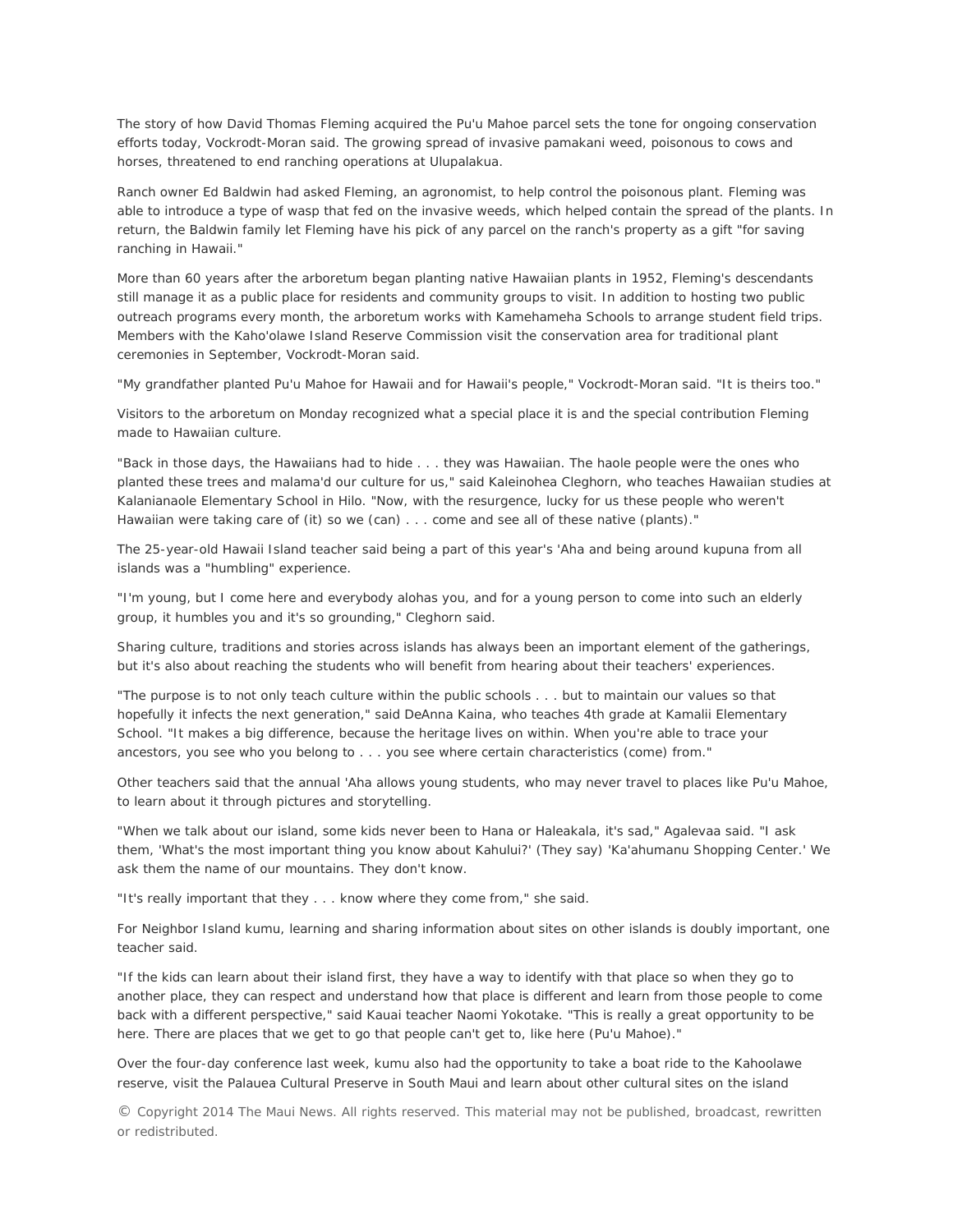The story of how David Thomas Fleming acquired the Pu'u Mahoe parcel sets the tone for ongoing conservation efforts today, Vockrodt-Moran said. The growing spread of invasive pamakani weed, poisonous to cows and horses, threatened to end ranching operations at Ulupalakua.

Ranch owner Ed Baldwin had asked Fleming, an agronomist, to help control the poisonous plant. Fleming was able to introduce a type of wasp that fed on the invasive weeds, which helped contain the spread of the plants. In return, the Baldwin family let Fleming have his pick of any parcel on the ranch's property as a gift "for saving ranching in Hawaii."

More than 60 years after the arboretum began planting native Hawaiian plants in 1952, Fleming's descendants still manage it as a public place for residents and community groups to visit. In addition to hosting two public outreach programs every month, the arboretum works with Kamehameha Schools to arrange student field trips. Members with the Kaho'olawe Island Reserve Commission visit the conservation area for traditional plant ceremonies in September, Vockrodt-Moran said.

"My grandfather planted Pu'u Mahoe for Hawaii and for Hawaii's people," Vockrodt-Moran said. "It is theirs too."

Visitors to the arboretum on Monday recognized what a special place it is and the special contribution Fleming made to Hawaiian culture.

"Back in those days, the Hawaiians had to hide . . . they was Hawaiian. The haole people were the ones who planted these trees and malama'd our culture for us," said Kaleinohea Cleghorn, who teaches Hawaiian studies at Kalanianaole Elementary School in Hilo. "Now, with the resurgence, lucky for us these people who weren't Hawaiian were taking care of (it) so we (can) . . . come and see all of these native (plants)."

The 25-year-old Hawaii Island teacher said being a part of this year's 'Aha and being around kupuna from all islands was a "humbling" experience.

"I'm young, but I come here and everybody alohas you, and for a young person to come into such an elderly group, it humbles you and it's so grounding," Cleghorn said.

Sharing culture, traditions and stories across islands has always been an important element of the gatherings, but it's also about reaching the students who will benefit from hearing about their teachers' experiences.

"The purpose is to not only teach culture within the public schools . . . but to maintain our values so that hopefully it infects the next generation," said DeAnna Kaina, who teaches 4th grade at Kamalii Elementary School. "It makes a big difference, because the heritage lives on within. When you're able to trace your ancestors, you see who you belong to . . . you see where certain characteristics (come) from."

Other teachers said that the annual 'Aha allows young students, who may never travel to places like Pu'u Mahoe, to learn about it through pictures and storytelling.

"When we talk about our island, some kids never been to Hana or Haleakala, it's sad," Agalevaa said. "I ask them, 'What's the most important thing you know about Kahului?' (They say) 'Ka'ahumanu Shopping Center.' We ask them the name of our mountains. They don't know.

"It's really important that they . . . know where they come from," she said.

For Neighbor Island kumu, learning and sharing information about sites on other islands is doubly important, one teacher said.

"If the kids can learn about their island first, they have a way to identify with that place so when they go to another place, they can respect and understand how that place is different and learn from those people to come back with a different perspective," said Kauai teacher Naomi Yokotake. "This is really a great opportunity to be here. There are places that we get to go that people can't get to, like here (Pu'u Mahoe)."

Over the four-day conference last week, kumu also had the opportunity to take a boat ride to the Kahoolawe reserve, visit the Palauea Cultural Preserve in South Maui and learn about other cultural sites on the island

© Copyright 2014 The Maui News. All rights reserved. This material may not be published, broadcast, rewritten or redistributed.